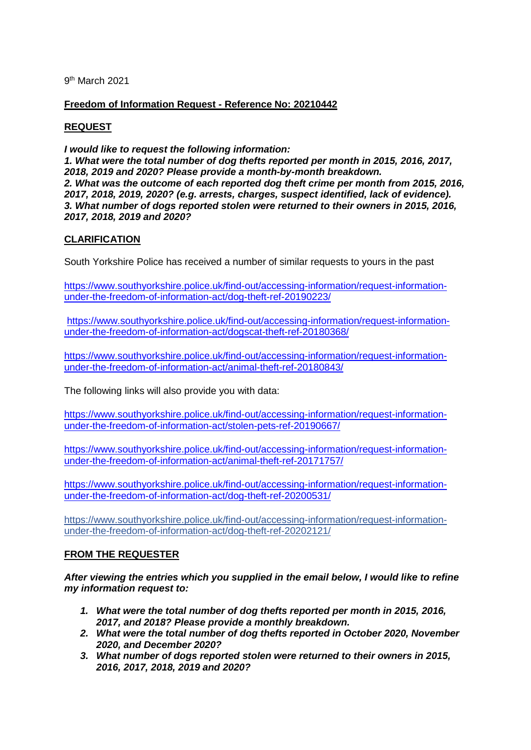9th March 2021

**Freedom of Information Request - Reference No: 20210442**

**REQUEST**

***I would like to request the following information:***
***1. What were the total number of dog thefts reported per month in 2015, 2016, 2017, 2018, 2019 and 2020? Please provide a month-by-month breakdown.***
***2. What was the outcome of each reported dog theft crime per month from 2015, 2016, 2017, 2018, 2019, 2020? (e.g. arrests, charges, suspect identified, lack of evidence).***
***3. What number of dogs reported stolen were returned to their owners in 2015, 2016, 2017, 2018, 2019 and 2020?***

**CLARIFICATION**

South Yorkshire Police has received a number of similar requests to yours in the past

https://www.southyorkshire.police.uk/find-out/accessing-information/request-information-under-the-freedom-of-information-act/dog-theft-ref-20190223/

https://www.southyorkshire.police.uk/find-out/accessing-information/request-information-under-the-freedom-of-information-act/dogscat-theft-ref-20180368/

https://www.southyorkshire.police.uk/find-out/accessing-information/request-information-under-the-freedom-of-information-act/animal-theft-ref-20180843/

The following links will also provide you with data:

https://www.southyorkshire.police.uk/find-out/accessing-information/request-information-under-the-freedom-of-information-act/stolen-pets-ref-20190667/

https://www.southyorkshire.police.uk/find-out/accessing-information/request-information-under-the-freedom-of-information-act/animal-theft-ref-20171757/

https://www.southyorkshire.police.uk/find-out/accessing-information/request-information-under-the-freedom-of-information-act/dog-theft-ref-20200531/

https://www.southyorkshire.police.uk/find-out/accessing-information/request-information-under-the-freedom-of-information-act/dog-theft-ref-20202121/

**FROM THE REQUESTER**

***After viewing the entries which you supplied in the email below, I would like to refine my information request to:***

1. ***What were the total number of dog thefts reported per month in 2015, 2016, 2017, and 2018? Please provide a monthly breakdown.***
2. ***What were the total number of dog thefts reported in October 2020, November 2020, and December 2020?***
3. ***What number of dogs reported stolen were returned to their owners in 2015, 2016, 2017, 2018, 2019 and 2020?***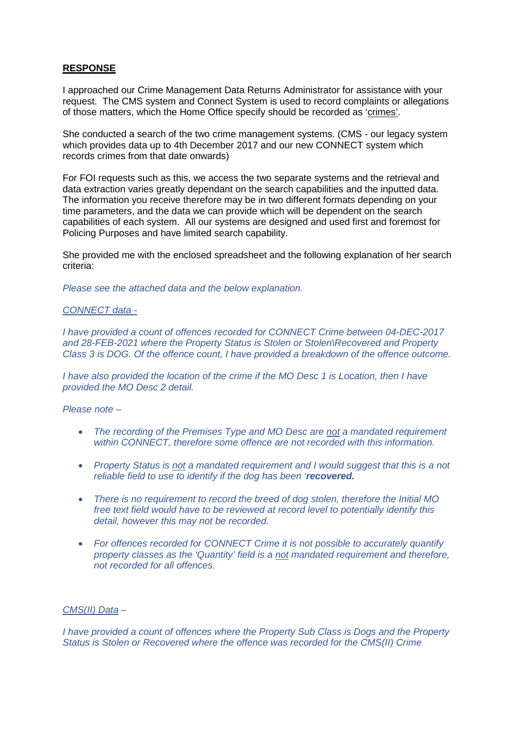**<u>RESPONSE</u>**

I approached our Crime Management Data Returns Administrator for assistance with your request. The CMS system and Connect System is used to record complaints or allegations of those matters, which the Home Office specify should be recorded as '<u>crimes</u>'.

She conducted a search of the two crime management systems. (CMS - our legacy system which provides data up to 4th December 2017 and our new CONNECT system which records crimes from that date onwards)

For FOI requests such as this, we access the two separate systems and the retrieval and data extraction varies greatly dependant on the search capabilities and the inputted data. The information you receive therefore may be in two different formats depending on your time parameters, and the data we can provide which will be dependent on the search capabilities of each system. All our systems are designed and used first and foremost for Policing Purposes and have limited search capability.

She provided me with the enclosed spreadsheet and the following explanation of her search criteria:

*Please see the attached data and the below explanation.*

*<u>CONNECT data -</u>*

*I have provided a count of offences recorded for CONNECT Crime between 04-DEC-2017 and 28-FEB-2021 where the Property Status is Stolen or Stolen\Recovered and Property Class 3 is DOG. Of the offence count, I have provided a breakdown of the offence outcome.*

*I have also provided the location of the crime if the MO Desc 1 is Location, then I have provided the MO Desc 2 detail.*

*Please note –*

- *The recording of the Premises Type and MO Desc are <u>not</u> a mandated requirement within CONNECT, therefore some offence are not recorded with this information.*
- *Property Status is <u>not</u> a mandated requirement and I would suggest that this is a not reliable field to use to identify if the dog has been '**recovered.***
- *There is no requirement to record the breed of dog stolen, therefore the Initial MO free text field would have to be reviewed at record level to potentially identify this detail, however this may not be recorded.*
- *For offences recorded for CONNECT Crime it is not possible to accurately quantify property classes as the 'Quantity' field is a <u>not</u> mandated requirement and therefore, not recorded for all offences.*

*<u>CMS(II) Data</u> –*

*I have provided a count of offences where the Property Sub Class is Dogs and the Property Status is Stolen or Recovered where the offence was recorded for the CMS(II) Crime*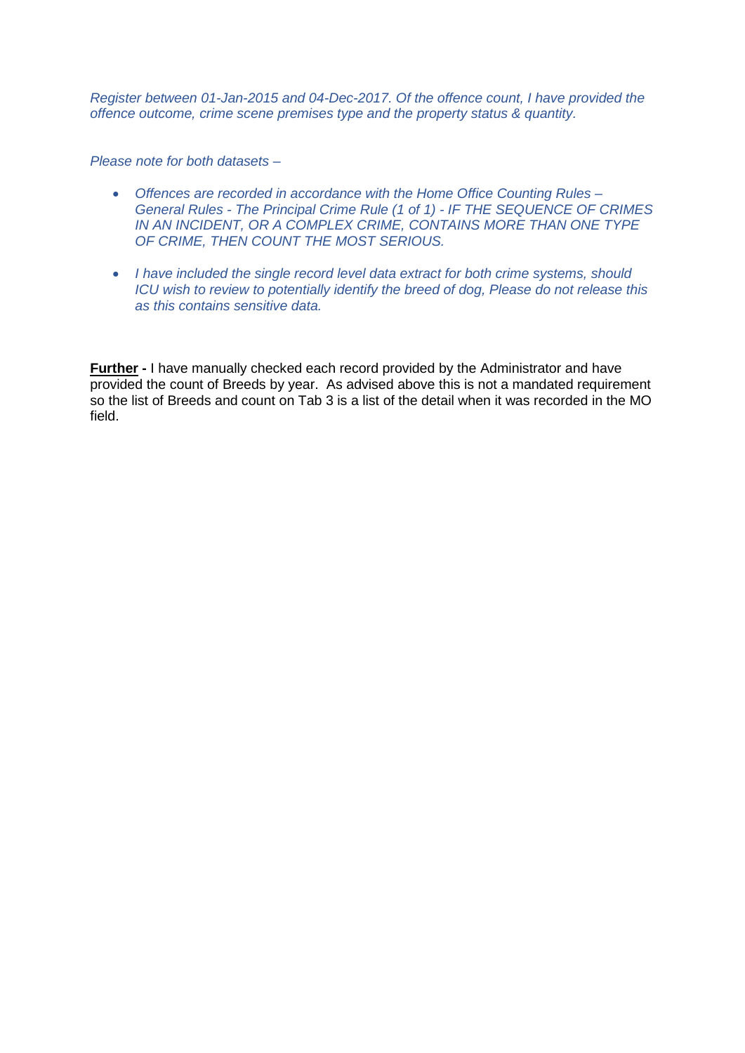*Register between 01-Jan-2015 and 04-Dec-2017. Of the offence count, I have provided the offence outcome, crime scene premises type and the property status & quantity.*

*Please note for both datasets –*

- *Offences are recorded in accordance with the Home Office Counting Rules – General Rules - The Principal Crime Rule (1 of 1) - IF THE SEQUENCE OF CRIMES IN AN INCIDENT, OR A COMPLEX CRIME, CONTAINS MORE THAN ONE TYPE OF CRIME, THEN COUNT THE MOST SERIOUS.*
- *I have included the single record level data extract for both crime systems, should ICU wish to review to potentially identify the breed of dog, Please do not release this as this contains sensitive data.*

**Further -** I have manually checked each record provided by the Administrator and have provided the count of Breeds by year. As advised above this is not a mandated requirement so the list of Breeds and count on Tab 3 is a list of the detail when it was recorded in the MO field.